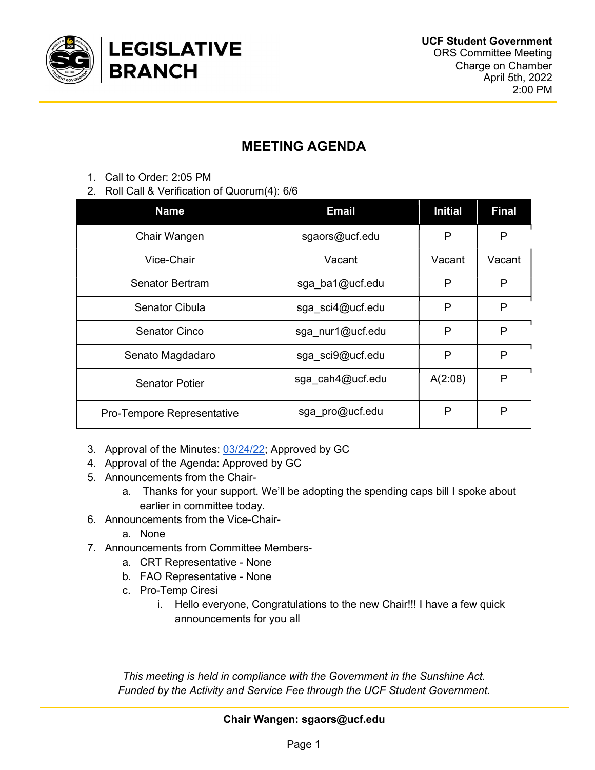# LEGISLATIVE BRANCH

**UCF Student Government**
ORS Committee Meeting
Charge on Chamber
April 5th, 2022
2:00 PM

## MEETING AGENDA

1. Call to Order: 2:05 PM
2. Roll Call & Verification of Quorum(4): 6/6

| Name | Email | Initial | Final |
|---|---|---|---|
| Chair Wangen | sgaors@ucf.edu | P | P |
| Vice-Chair | Vacant | Vacant | Vacant |
| Senator Bertram | sga_ba1@ucf.edu | P | P |
| Senator Cibula | sga_sci4@ucf.edu | P | P |
| Senator Cinco | sga_nur1@ucf.edu | P | P |
| Senato Magdadaro | sga_sci9@ucf.edu | P | P |
| Senator Potier | sga_cah4@ucf.edu | A(2:08) | P |
| Pro-Tempore Representative | sga_pro@ucf.edu | P | P |

3. Approval of the Minutes: 03/24/22; Approved by GC
4. Approval of the Agenda: Approved by GC
5. Announcements from the Chair-
   a. Thanks for your support. We'll be adopting the spending caps bill I spoke about earlier in committee today.
6. Announcements from the Vice-Chair-
   a. None
7. Announcements from Committee Members-
   a. CRT Representative - None
   b. FAO Representative - None
   c. Pro-Temp Ciresi
      i. Hello everyone, Congratulations to the new Chair!!! I have a few quick announcements for you all

*This meeting is held in compliance with the Government in the Sunshine Act.*
*Funded by the Activity and Service Fee through the UCF Student Government.*

**Chair Wangen: sgaors@ucf.edu**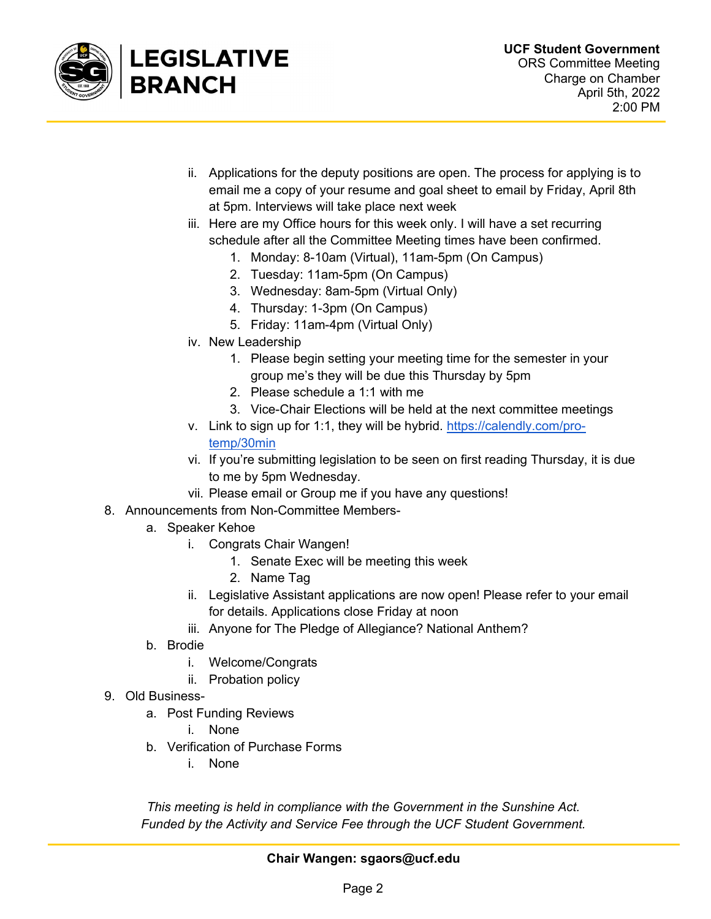ii. Applications for the deputy positions are open. The process for applying is to email me a copy of your resume and goal sheet to email by Friday, April 8th at 5pm. Interviews will take place next week

iii. Here are my Office hours for this week only. I will have a set recurring schedule after all the Committee Meeting times have been confirmed.

1. Monday: 8-10am (Virtual), 11am-5pm (On Campus)
2. Tuesday: 11am-5pm (On Campus)
3. Wednesday: 8am-5pm (Virtual Only)
4. Thursday: 1-3pm (On Campus)
5. Friday: 11am-4pm (Virtual Only)

iv. New Leadership

1. Please begin setting your meeting time for the semester in your group me's they will be due this Thursday by 5pm
2. Please schedule a 1:1 with me
3. Vice-Chair Elections will be held at the next committee meetings

v. Link to sign up for 1:1, they will be hybrid. [https://calendly.com/pro-temp/30min](https://calendly.com/pro-temp/30min)

vi. If you're submitting legislation to be seen on first reading Thursday, it is due to me by 5pm Wednesday.

vii. Please email or Group me if you have any questions!

8. Announcements from Non-Committee Members-

   a. Speaker Kehoe

      i. Congrats Chair Wangen!

         1. Senate Exec will be meeting this week
         2. Name Tag

      ii. Legislative Assistant applications are now open! Please refer to your email for details. Applications close Friday at noon

      iii. Anyone for The Pledge of Allegiance? National Anthem?

   b. Brodie

      i. Welcome/Congrats

      ii. Probation policy

9. Old Business-

   a. Post Funding Reviews

      i. None

   b. Verification of Purchase Forms

      i. None

*This meeting is held in compliance with the Government in the Sunshine Act.*
*Funded by the Activity and Service Fee through the UCF Student Government.*

**Chair Wangen: sgaors@ucf.edu**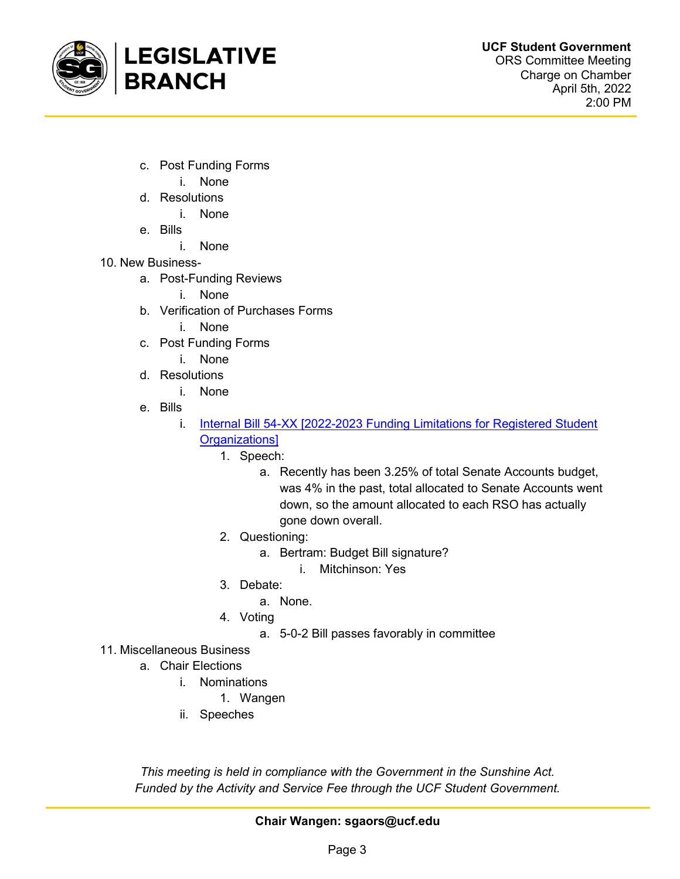c. Post Funding Forms
    i. None
d. Resolutions
    i. None
e. Bills
    i. None

10. New Business-
    a. Post-Funding Reviews
        i. None
    b. Verification of Purchases Forms
        i. None
    c. Post Funding Forms
        i. None
    d. Resolutions
        i. None
    e. Bills
        i. [Internal Bill 54-XX [2022-2023 Funding Limitations for Registered Student Organizations]]
            1. Speech:
                a. Recently has been 3.25% of total Senate Accounts budget, was 4% in the past, total allocated to Senate Accounts went down, so the amount allocated to each RSO has actually gone down overall.
            2. Questioning:
                a. Bertram: Budget Bill signature?
                    i. Mitchinson: Yes
            3. Debate:
                a. None.
            4. Voting
                a. 5-0-2 Bill passes favorably in committee

11. Miscellaneous Business
    a. Chair Elections
        i. Nominations
            1. Wangen
        ii. Speeches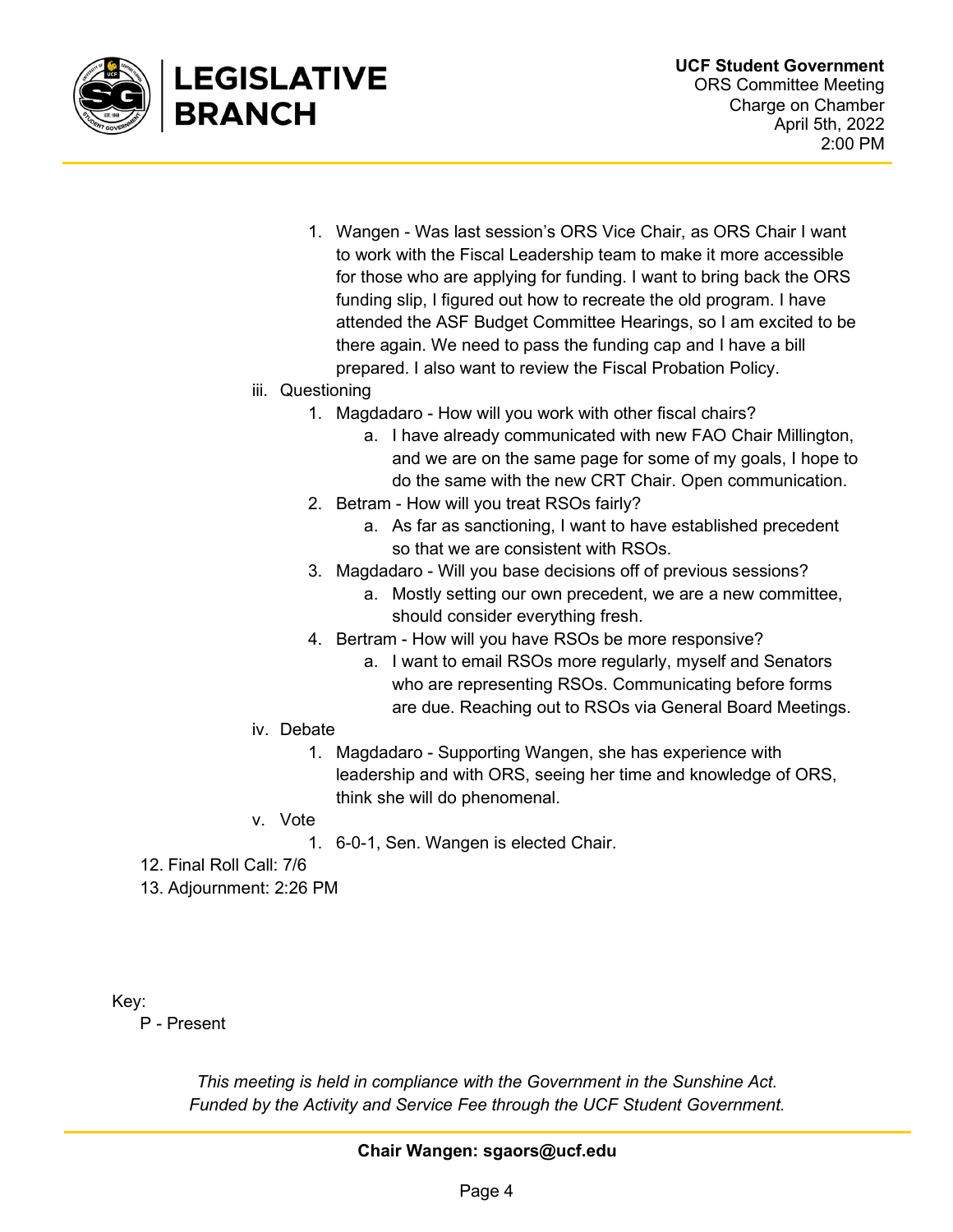1. Wangen - Was last session's ORS Vice Chair, as ORS Chair I want to work with the Fiscal Leadership team to make it more accessible for those who are applying for funding. I want to bring back the ORS funding slip, I figured out how to recreate the old program. I have attended the ASF Budget Committee Hearings, so I am excited to be there again. We need to pass the funding cap and I have a bill prepared. I also want to review the Fiscal Probation Policy.

iii. Questioning

1. Magdadaro - How will you work with other fiscal chairs?
   a. I have already communicated with new FAO Chair Millington, and we are on the same page for some of my goals, I hope to do the same with the new CRT Chair. Open communication.
2. Betram - How will you treat RSOs fairly?
   a. As far as sanctioning, I want to have established precedent so that we are consistent with RSOs.
3. Magdadaro - Will you base decisions off of previous sessions?
   a. Mostly setting our own precedent, we are a new committee, should consider everything fresh.
4. Bertram - How will you have RSOs be more responsive?
   a. I want to email RSOs more regularly, myself and Senators who are representing RSOs. Communicating before forms are due. Reaching out to RSOs via General Board Meetings.

iv. Debate

1. Magdadaro - Supporting Wangen, she has experience with leadership and with ORS, seeing her time and knowledge of ORS, think she will do phenomenal.

v. Vote

1. 6-0-1, Sen. Wangen is elected Chair.

12. Final Roll Call: 7/6
13. Adjournment: 2:26 PM

Key:
- P - Present

*This meeting is held in compliance with the Government in the Sunshine Act.*
*Funded by the Activity and Service Fee through the UCF Student Government.*

**Chair Wangen: sgaors@ucf.edu**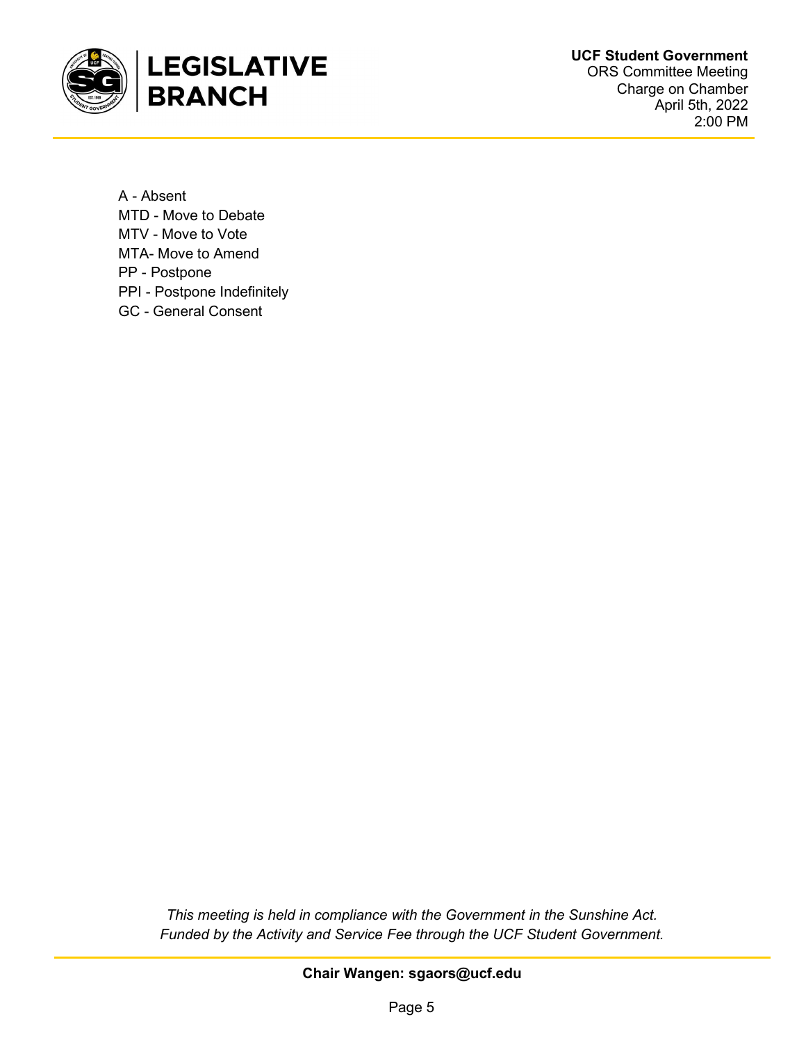A - Absent
MTD - Move to Debate
MTV - Move to Vote
MTA- Move to Amend
PP - Postpone
PPI - Postpone Indefinitely
GC - General Consent